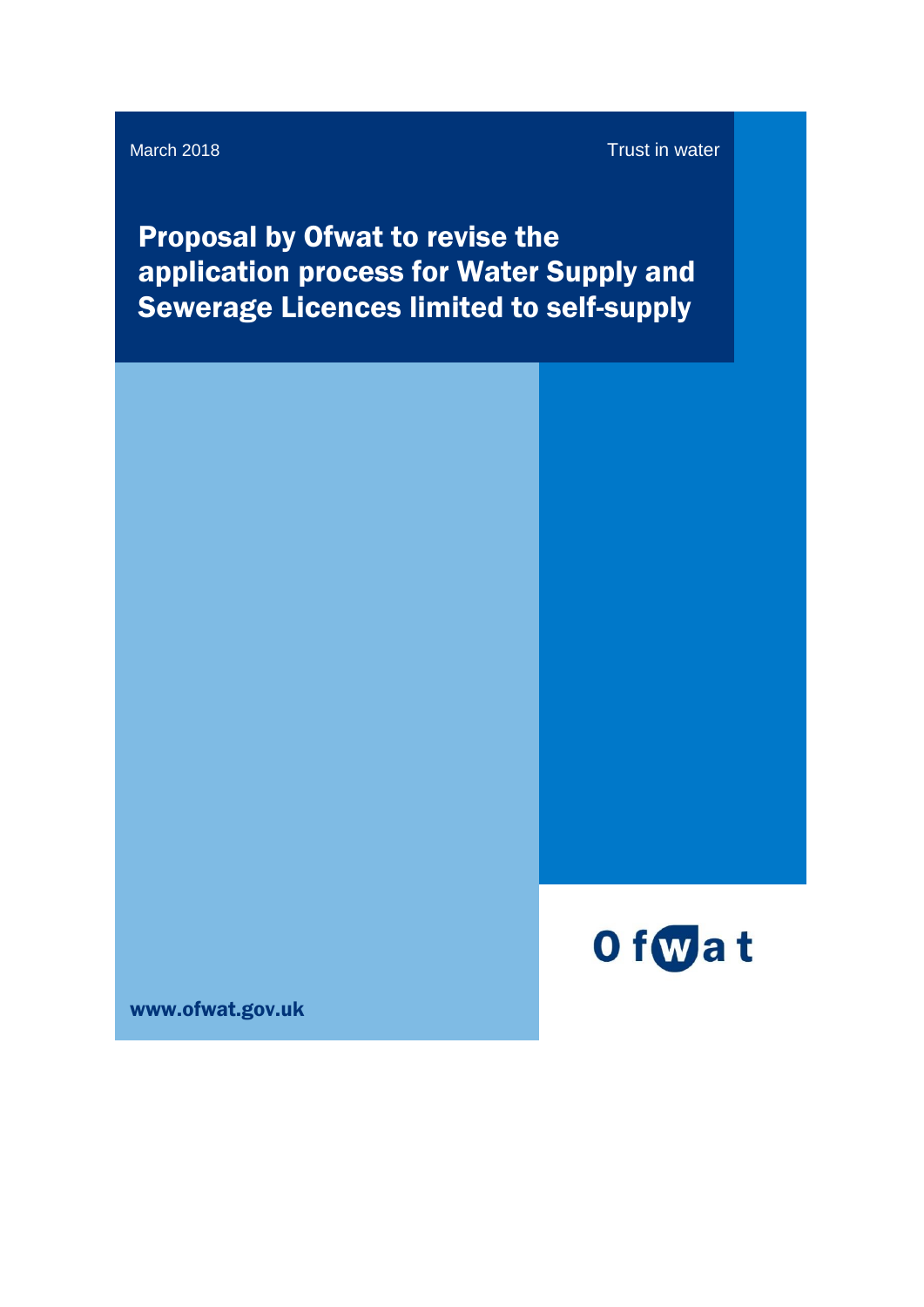March 2018

Trust in water

# Proposal by Ofwat to revise the application process for Water Supply and Sewerage Licences limited to self-supply

Ofwat

www.ofwat.gov.uk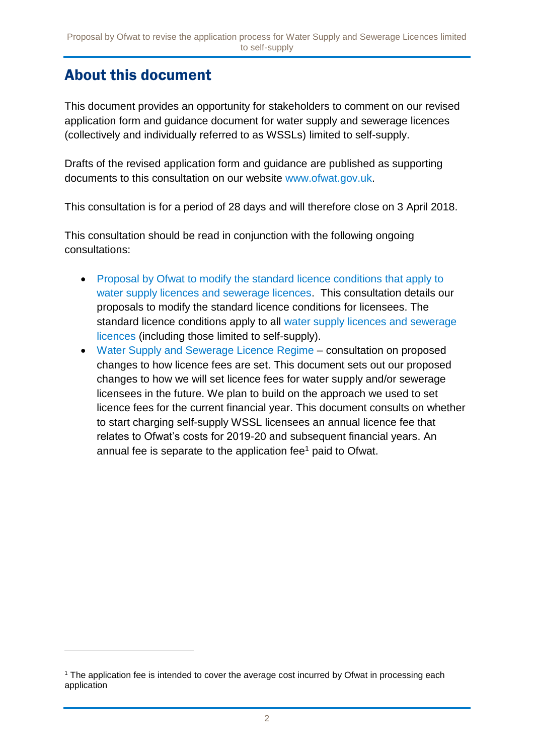## About this document

This document provides an opportunity for stakeholders to comment on our revised application form and guidance document for water supply and sewerage licences (collectively and individually referred to as WSSLs) limited to self-supply.

Drafts of the revised application form and guidance are published as supporting documents to this consultation on our website www.ofwat.gov.uk.

This consultation is for a period of 28 days and will therefore close on 3 April 2018.

This consultation should be read in conjunction with the following ongoing consultations:

- Proposal by Ofwat to modify the standard licence conditions that apply to water supply licences and sewerage licences. This consultation details our proposals to modify the standard licence conditions for licensees. The standard licence conditions apply to all water supply licences and sewerage licences (including those limited to self-supply).
- Water Supply and Sewerage Licence Regime – consultation on proposed changes to how licence fees are set. This document sets out our proposed changes to how we will set licence fees for water supply and/or sewerage licensees in the future. We plan to build on the approach we used to set licence fees for the current financial year. This document consults on whether to start charging self-supply WSSL licensees an annual licence fee that relates to Ofwat's costs for 2019-20 and subsequent financial years. An annual fee is separate to the application fee[1] paid to Ofwat.

[1] The application fee is intended to cover the average cost incurred by Ofwat in processing each application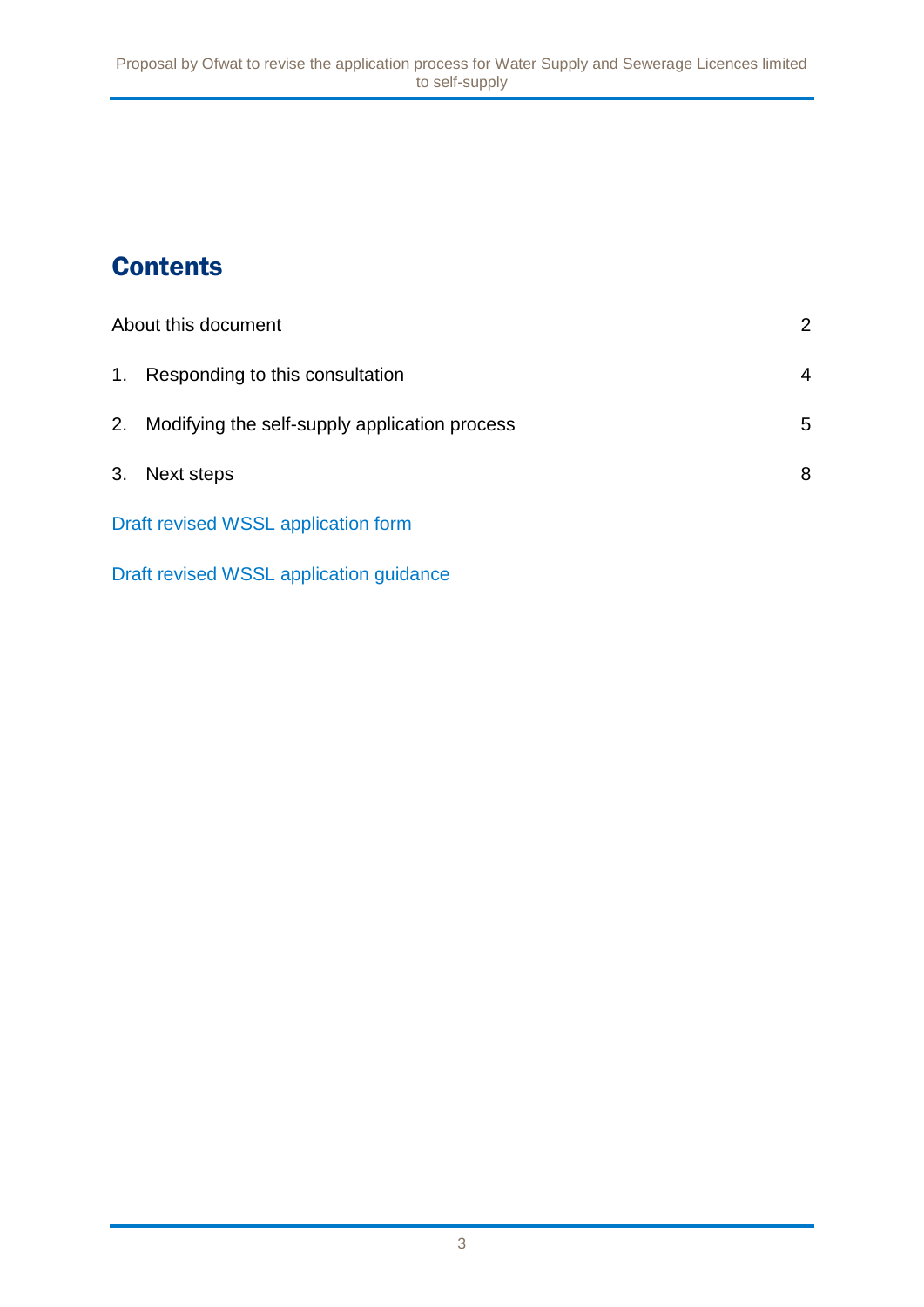# Contents

| | |
|---|---|
| About this document | 2 |
| 1. Responding to this consultation | 4 |
| 2. Modifying the self-supply application process | 5 |
| 3. Next steps | 8 |
| Draft revised WSSL application form | |
| Draft revised WSSL application guidance | |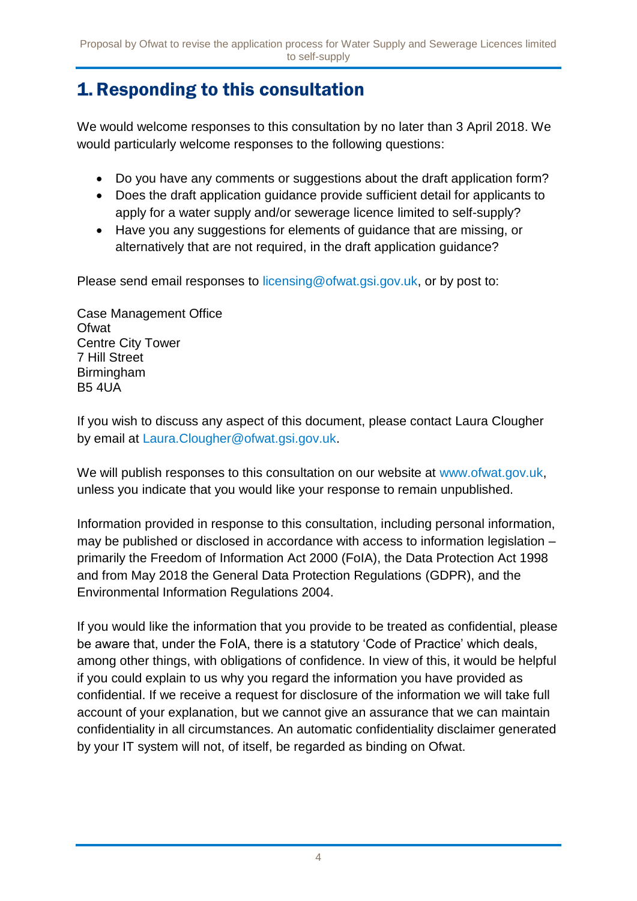# 1. Responding to this consultation

We would welcome responses to this consultation by no later than 3 April 2018. We would particularly welcome responses to the following questions:

- Do you have any comments or suggestions about the draft application form?
- Does the draft application guidance provide sufficient detail for applicants to apply for a water supply and/or sewerage licence limited to self-supply?
- Have you any suggestions for elements of guidance that are missing, or alternatively that are not required, in the draft application guidance?

Please send email responses to licensing@ofwat.gsi.gov.uk, or by post to:

Case Management Office
Ofwat
Centre City Tower
7 Hill Street
Birmingham
B5 4UA

If you wish to discuss any aspect of this document, please contact Laura Clougher by email at Laura.Clougher@ofwat.gsi.gov.uk.

We will publish responses to this consultation on our website at www.ofwat.gov.uk, unless you indicate that you would like your response to remain unpublished.

Information provided in response to this consultation, including personal information, may be published or disclosed in accordance with access to information legislation – primarily the Freedom of Information Act 2000 (FoIA), the Data Protection Act 1998 and from May 2018 the General Data Protection Regulations (GDPR), and the Environmental Information Regulations 2004.

If you would like the information that you provide to be treated as confidential, please be aware that, under the FoIA, there is a statutory 'Code of Practice' which deals, among other things, with obligations of confidence. In view of this, it would be helpful if you could explain to us why you regard the information you have provided as confidential. If we receive a request for disclosure of the information we will take full account of your explanation, but we cannot give an assurance that we can maintain confidentiality in all circumstances. An automatic confidentiality disclaimer generated by your IT system will not, of itself, be regarded as binding on Ofwat.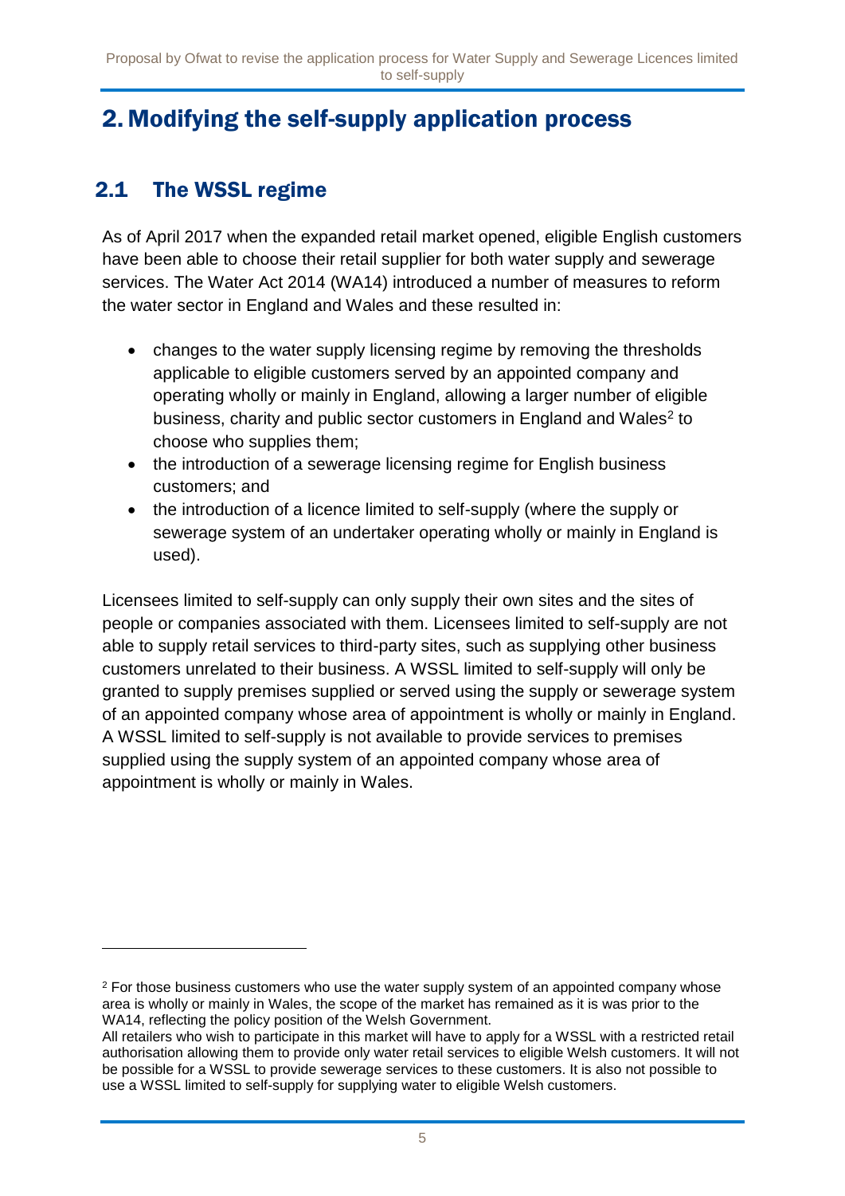# 2. Modifying the self-supply application process

## 2.1 The WSSL regime

As of April 2017 when the expanded retail market opened, eligible English customers have been able to choose their retail supplier for both water supply and sewerage services. The Water Act 2014 (WA14) introduced a number of measures to reform the water sector in England and Wales and these resulted in:

- changes to the water supply licensing regime by removing the thresholds applicable to eligible customers served by an appointed company and operating wholly or mainly in England, allowing a larger number of eligible business, charity and public sector customers in England and Wales[2] to choose who supplies them;
- the introduction of a sewerage licensing regime for English business customers; and
- the introduction of a licence limited to self-supply (where the supply or sewerage system of an undertaker operating wholly or mainly in England is used).

Licensees limited to self-supply can only supply their own sites and the sites of people or companies associated with them. Licensees limited to self-supply are not able to supply retail services to third-party sites, such as supplying other business customers unrelated to their business. A WSSL limited to self-supply will only be granted to supply premises supplied or served using the supply or sewerage system of an appointed company whose area of appointment is wholly or mainly in England. A WSSL limited to self-supply is not available to provide services to premises supplied using the supply system of an appointed company whose area of appointment is wholly or mainly in Wales.

[2] For those business customers who use the water supply system of an appointed company whose area is wholly or mainly in Wales, the scope of the market has remained as it is was prior to the WA14, reflecting the policy position of the Welsh Government.
All retailers who wish to participate in this market will have to apply for a WSSL with a restricted retail authorisation allowing them to provide only water retail services to eligible Welsh customers. It will not be possible for a WSSL to provide sewerage services to these customers. It is also not possible to use a WSSL limited to self-supply for supplying water to eligible Welsh customers.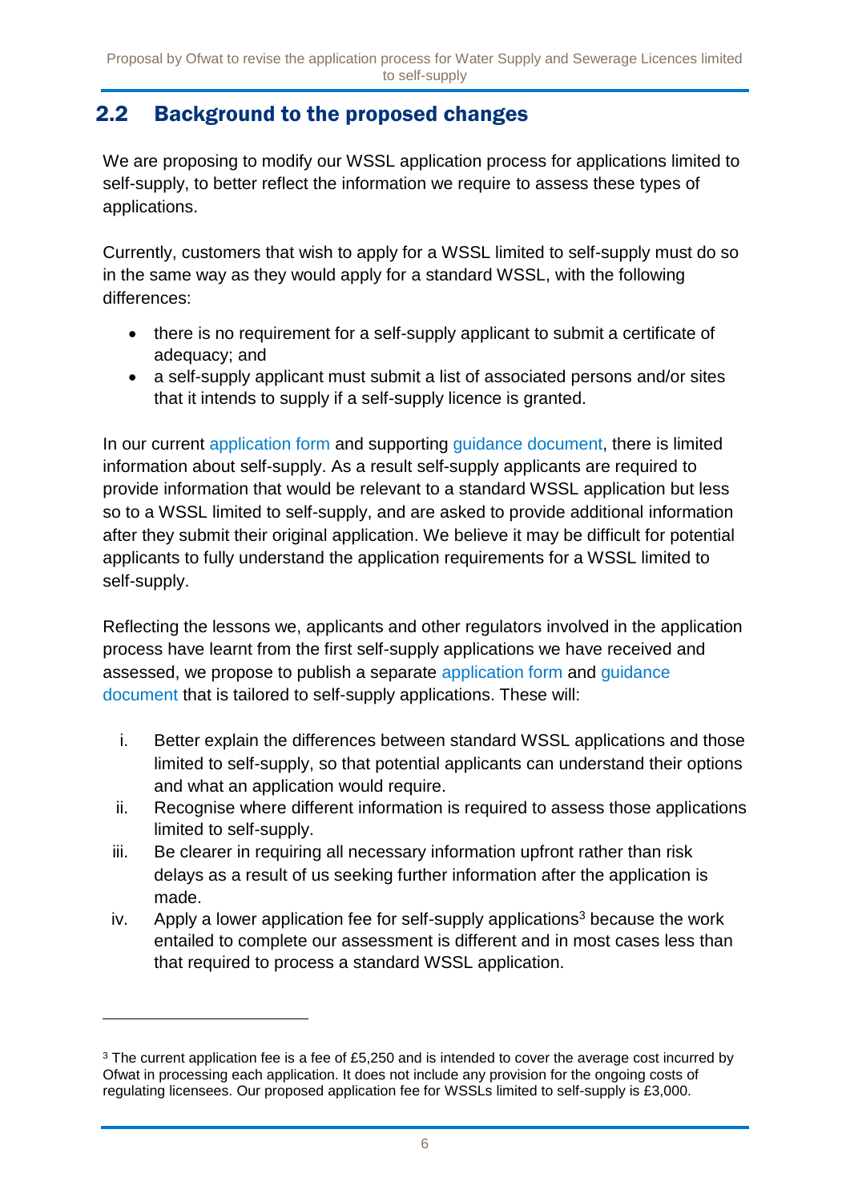## 2.2 Background to the proposed changes

We are proposing to modify our WSSL application process for applications limited to self-supply, to better reflect the information we require to assess these types of applications.

Currently, customers that wish to apply for a WSSL limited to self-supply must do so in the same way as they would apply for a standard WSSL, with the following differences:

- there is no requirement for a self-supply applicant to submit a certificate of adequacy; and
- a self-supply applicant must submit a list of associated persons and/or sites that it intends to supply if a self-supply licence is granted.

In our current application form and supporting guidance document, there is limited information about self-supply. As a result self-supply applicants are required to provide information that would be relevant to a standard WSSL application but less so to a WSSL limited to self-supply, and are asked to provide additional information after they submit their original application. We believe it may be difficult for potential applicants to fully understand the application requirements for a WSSL limited to self-supply.

Reflecting the lessons we, applicants and other regulators involved in the application process have learnt from the first self-supply applications we have received and assessed, we propose to publish a separate application form and guidance document that is tailored to self-supply applications. These will:

i. Better explain the differences between standard WSSL applications and those limited to self-supply, so that potential applicants can understand their options and what an application would require.
ii. Recognise where different information is required to assess those applications limited to self-supply.
iii. Be clearer in requiring all necessary information upfront rather than risk delays as a result of us seeking further information after the application is made.
iv. Apply a lower application fee for self-supply applications[3] because the work entailed to complete our assessment is different and in most cases less than that required to process a standard WSSL application.

[3] The current application fee is a fee of £5,250 and is intended to cover the average cost incurred by Ofwat in processing each application. It does not include any provision for the ongoing costs of regulating licensees. Our proposed application fee for WSSLs limited to self-supply is £3,000.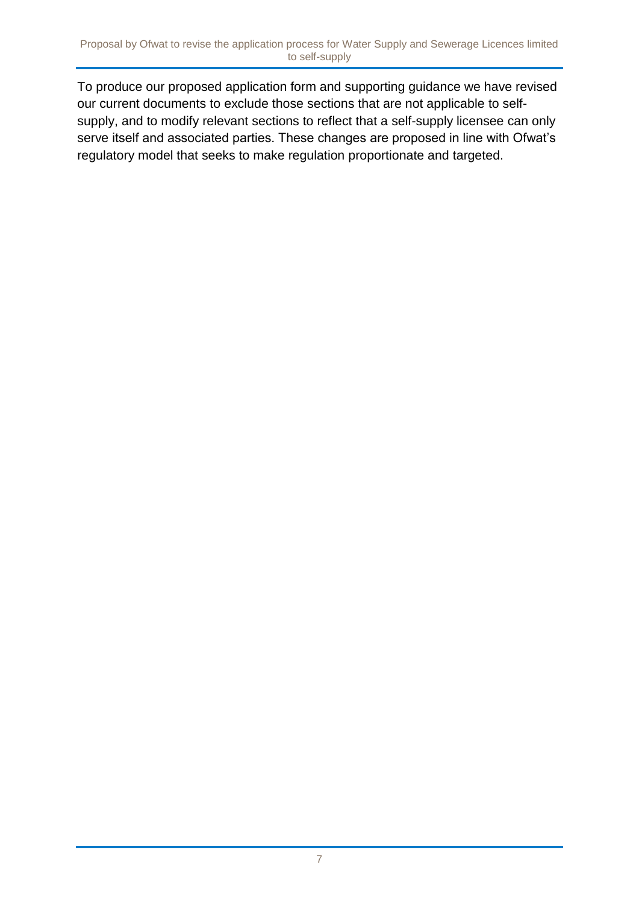To produce our proposed application form and supporting guidance we have revised our current documents to exclude those sections that are not applicable to self-supply, and to modify relevant sections to reflect that a self-supply licensee can only serve itself and associated parties. These changes are proposed in line with Ofwat's regulatory model that seeks to make regulation proportionate and targeted.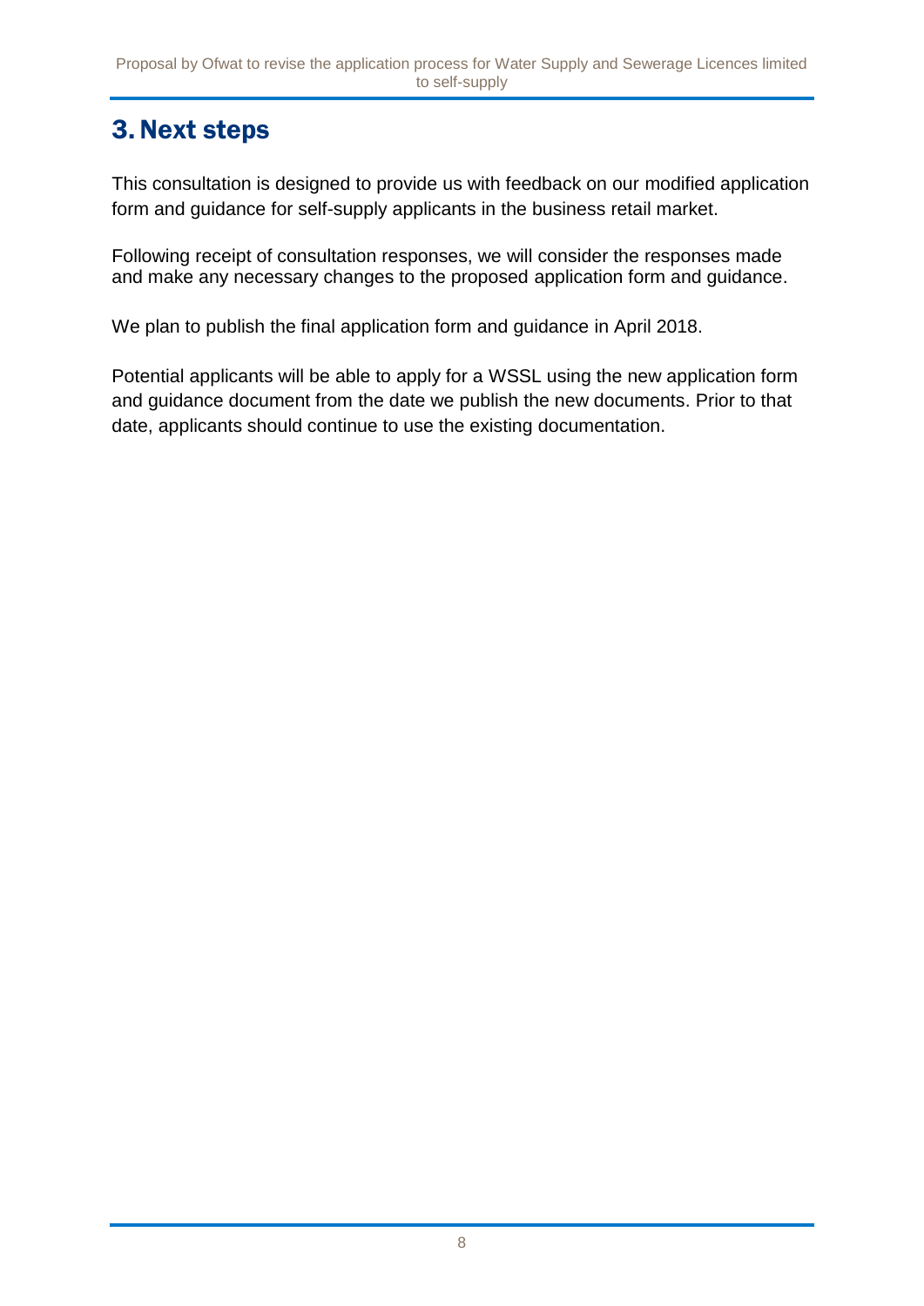# 3. Next steps

This consultation is designed to provide us with feedback on our modified application form and guidance for self-supply applicants in the business retail market.

Following receipt of consultation responses, we will consider the responses made and make any necessary changes to the proposed application form and guidance.

We plan to publish the final application form and guidance in April 2018.

Potential applicants will be able to apply for a WSSL using the new application form and guidance document from the date we publish the new documents. Prior to that date, applicants should continue to use the existing documentation.